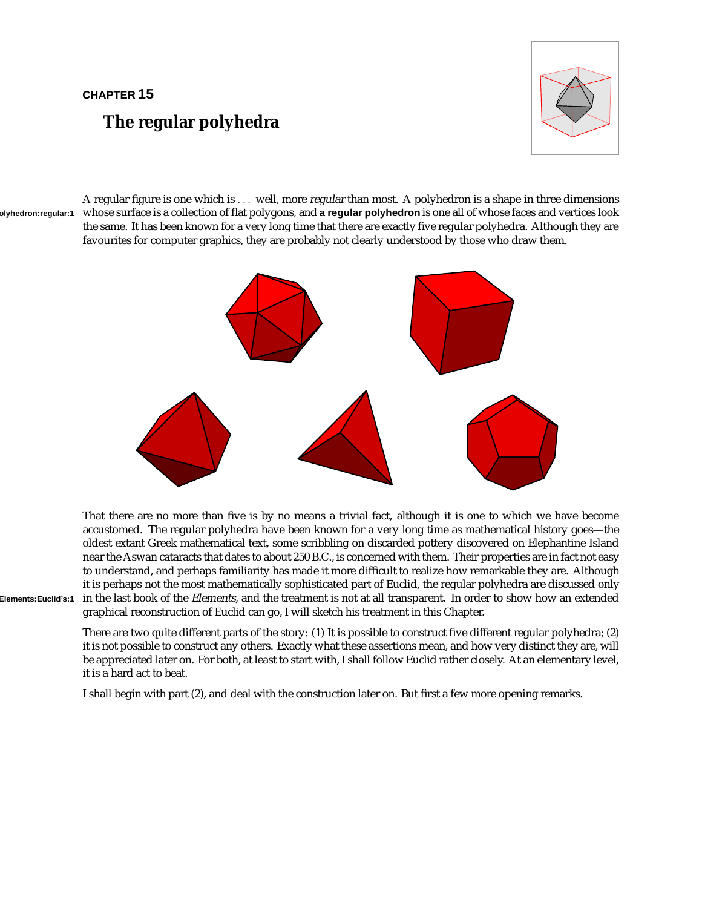# CHAPTER 15

## The regular polyhedra

A regular figure is one which is . . . well, more *regular* than most. A polyhedron is a shape in three dimensions whose surface is a collection of flat polygons, and **a regular polyhedron** is one all of whose faces and vertices look the same. It has been known for a very long time that there are exactly five regular polyhedra. Although they are favourites for computer graphics, they are probably not clearly understood by those who draw them.

That there are no more than five is by no means a trivial fact, although it is one to which we have become accustomed. The regular polyhedra have been known for a very long time as mathematical history goes—the oldest extant Greek mathematical text, some scribbling on discarded pottery discovered on Elephantine Island near the Aswan cataracts that dates to about 250 B.C., is concerned with them. Their properties are in fact not easy to understand, and perhaps familiarity has made it more difficult to realize how remarkable they are. Although it is perhaps not the most mathematically sophisticated part of Euclid, the regular polyhedra are discussed only in the last book of the *Elements*, and the treatment is not at all transparent. In order to show how an extended graphical reconstruction of Euclid can go, I will sketch his treatment in this Chapter.

There are two quite different parts of the story: (1) It is possible to construct five different regular polyhedra; (2) it is not possible to construct any others. Exactly what these assertions mean, and how very distinct they are, will be appreciated later on. For both, at least to start with, I shall follow Euclid rather closely. At an elementary level, it is a hard act to beat.

I shall begin with part (2), and deal with the construction later on. But first a few more opening remarks.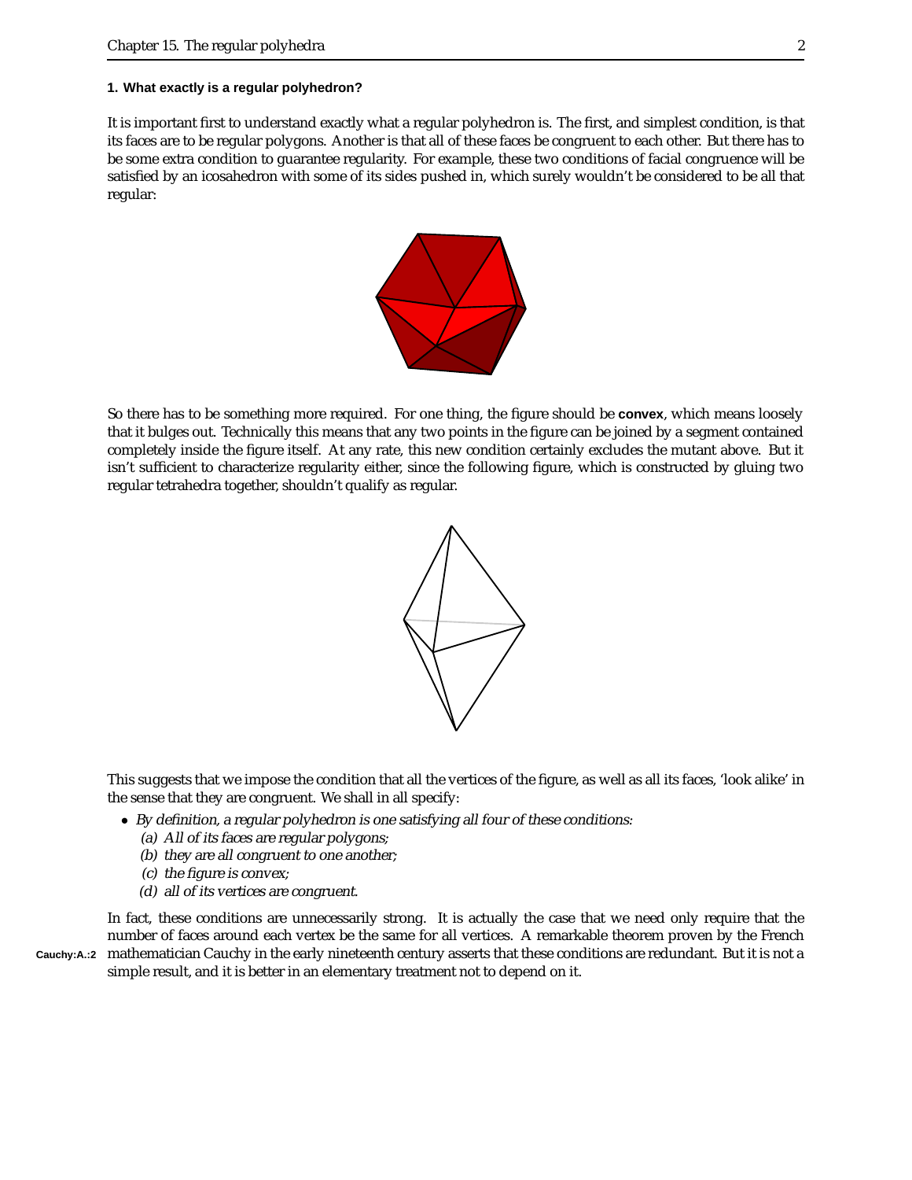### 1. What exactly is a regular polyhedron?

It is important first to understand exactly what a regular polyhedron is. The first, and simplest condition, is that its faces are to be regular polygons. Another is that all of these faces be congruent to each other. But there has to be some extra condition to guarantee regularity. For example, these two conditions of facial congruence will be satisfied by an icosahedron with some of its sides pushed in, which surely wouldn't be considered to be all that regular:

So there has to be something more required. For one thing, the figure should be **convex**, which means loosely that it bulges out. Technically this means that any two points in the figure can be joined by a segment contained completely inside the figure itself. At any rate, this new condition certainly excludes the mutant above. But it isn't sufficient to characterize regularity either, since the following figure, which is constructed by gluing two regular tetrahedra together, shouldn't qualify as regular.

This suggests that we impose the condition that all the vertices of the figure, as well as all its faces, 'look alike' in the sense that they are congruent. We shall in all specify:

- *By definition, a regular polyhedron is one satisfying all four of these conditions:*
  *(a) All of its faces are regular polygons;*
  *(b) they are all congruent to one another;*
  *(c) the figure is convex;*
  *(d) all of its vertices are congruent.*

In fact, these conditions are unnecessarily strong. It is actually the case that we need only require that the number of faces around each vertex be the same for all vertices. A remarkable theorem proven by the French mathematician Cauchy in the early nineteenth century asserts that these conditions are redundant. But it is not a simple result, and it is better in an elementary treatment not to depend on it.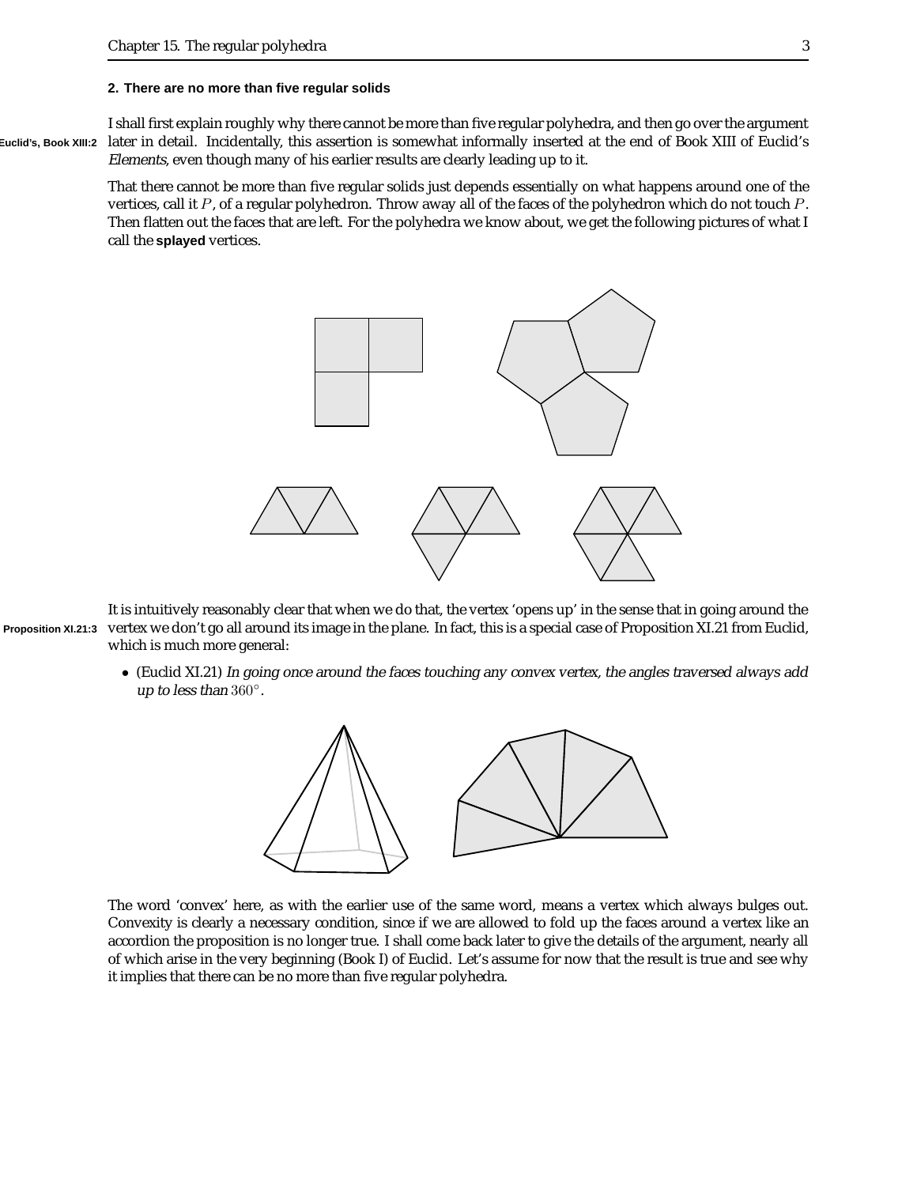## 2. There are no more than five regular solids

I shall first explain roughly why there cannot be more than five regular polyhedra, and then go over the argument later in detail. Incidentally, this assertion is somewhat informally inserted at the end of Book XIII of Euclid's *Elements*, even though many of his earlier results are clearly leading up to it.

Euclid's, Book XIII:2

That there cannot be more than five regular solids just depends essentially on what happens around one of the vertices, call it $P$, of a regular polyhedron. Throw away all of the faces of the polyhedron which do not touch $P$. Then flatten out the faces that are left. For the polyhedra we know about, we get the following pictures of what I call the **splayed** vertices.

It is intuitively reasonably clear that when we do that, the vertex 'opens up' in the sense that in going around the vertex we don't go all around its image in the plane. In fact, this is a special case of Proposition XI.21 from Euclid, which is much more general:

Proposition XI.21:3

- (Euclid XI.21) *In going once around the faces touching any convex vertex, the angles traversed always add up to less than* $360^\circ$.

The word 'convex' here, as with the earlier use of the same word, means a vertex which always bulges out. Convexity is clearly a necessary condition, since if we are allowed to fold up the faces around a vertex like an accordion the proposition is no longer true. I shall come back later to give the details of the argument, nearly all of which arise in the very beginning (Book I) of Euclid. Let's assume for now that the result is true and see why it implies that there can be no more than five regular polyhedra.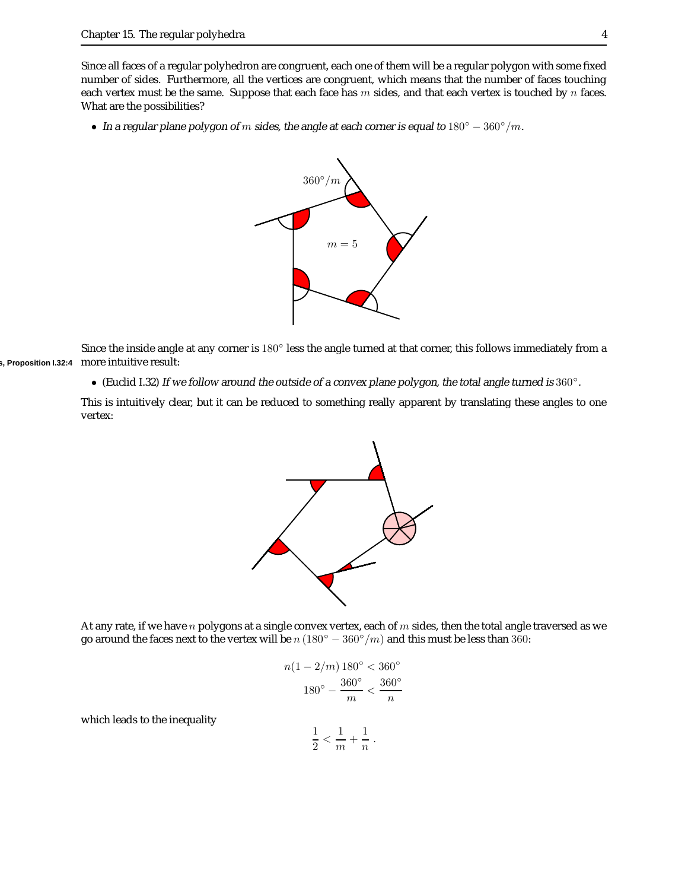Since all faces of a regular polyhedron are congruent, each one of them will be a regular polygon with some fixed number of sides. Furthermore, all the vertices are congruent, which means that the number of faces touching each vertex must be the same. Suppose that each face has $m$ sides, and that each vertex is touched by $n$ faces. What are the possibilities?

- *In a regular plane polygon of $m$ sides, the angle at each corner is equal to $180° - 360°/m$.*

Since the inside angle at any corner is $180°$ less the angle turned at that corner, this follows immediately from a more intuitive result:

- (Euclid I.32) *If we follow around the outside of a convex plane polygon, the total angle turned is $360°$.*

This is intuitively clear, but it can be reduced to something really apparent by translating these angles to one vertex:

At any rate, if we have $n$ polygons at a single convex vertex, each of $m$ sides, then the total angle traversed as we go around the faces next to the vertex will be $n\,(180° - 360°/m)$ and this must be less than $360$:

$$n(1 - 2/m)\,180° < 360°$$

$$180° - \frac{360°}{m} < \frac{360°}{n}$$

which leads to the inequality

$$\frac{1}{2} < \frac{1}{m} + \frac{1}{n}\,.$$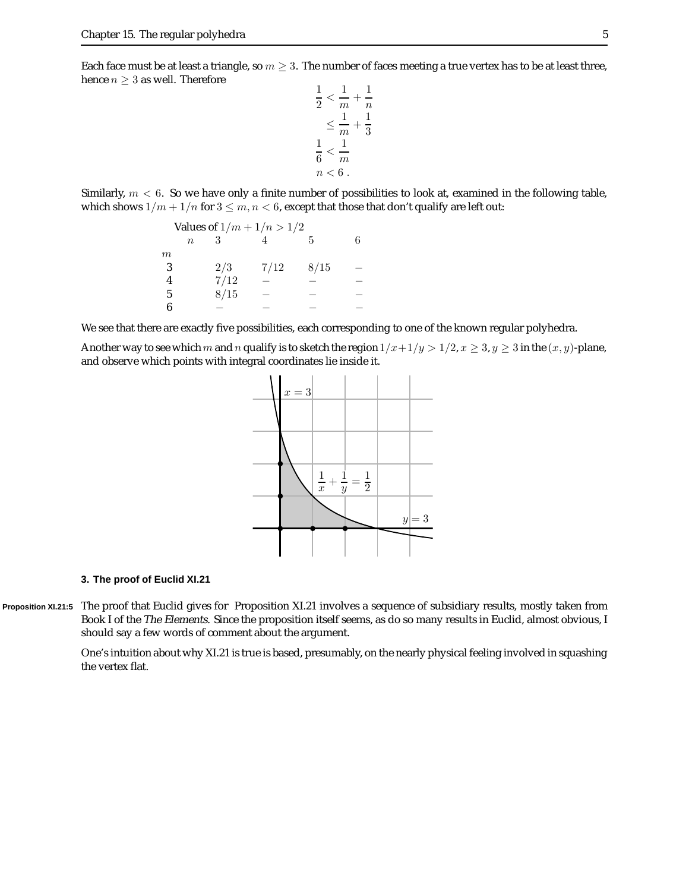Each face must be at least a triangle, so $m \geq 3$. The number of faces meeting a true vertex has to be at least three, hence $n \geq 3$ as well. Therefore

$$
\begin{aligned}
\frac{1}{2} &< \frac{1}{m} + \frac{1}{n} \\
&\leq \frac{1}{m} + \frac{1}{3} \\
\frac{1}{6} &< \frac{1}{m} \\
n &< 6 \,.
\end{aligned}
$$

Similarly, $m < 6$. So we have only a finite number of possibilities to look at, examined in the following table, which shows $1/m + 1/n$ for $3 \leq m, n < 6$, except that those that don't qualify are left out:

Values of $1/m + 1/n > 1/2$

| $m \backslash n$ | 3 | 4 | 5 | 6 |
|---|---|---|---|---|
| 3 | $2/3$ | $7/12$ | $8/15$ | $-$ |
| 4 | $7/12$ | $-$ | $-$ | $-$ |
| 5 | $8/15$ | $-$ | $-$ | $-$ |
| 6 | $-$ | $-$ | $-$ | $-$ |

We see that there are exactly five possibilities, each corresponding to one of the known regular polyhedra.

Another way to see which $m$ and $n$ qualify is to sketch the region $1/x + 1/y > 1/2$, $x \geq 3$, $y \geq 3$ in the $(x, y)$-plane, and observe which points with integral coordinates lie inside it.

## 3. The proof of Euclid XI.21

Proposition XI.21:5 The proof that Euclid gives for Proposition XI.21 involves a sequence of subsidiary results, mostly taken from Book I of the *The Elements*. Since the proposition itself seems, as do so many results in Euclid, almost obvious, I should say a few words of comment about the argument.

One's intuition about why XI.21 is true is based, presumably, on the nearly physical feeling involved in squashing the vertex flat.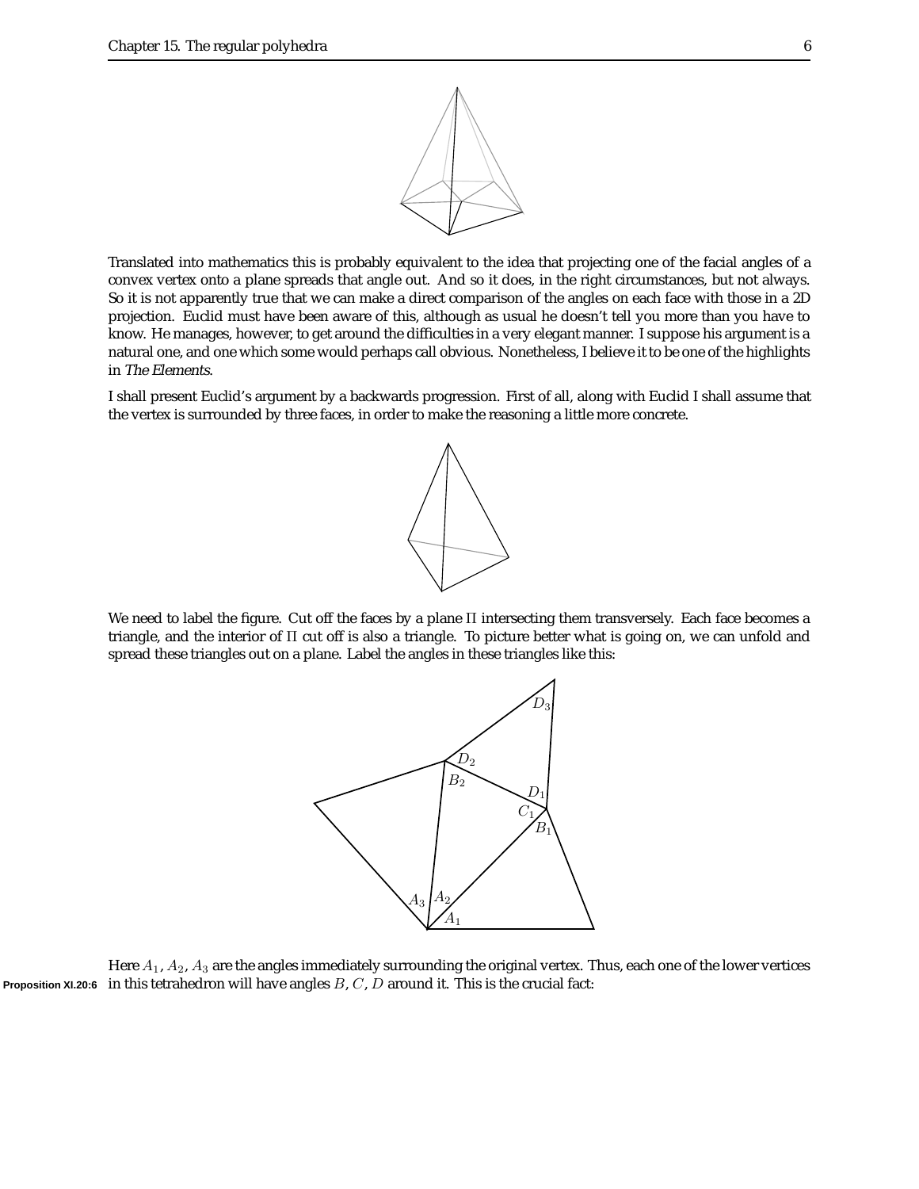Translated into mathematics this is probably equivalent to the idea that projecting one of the facial angles of a convex vertex onto a plane spreads that angle out. And so it does, in the right circumstances, but not always. So it is not apparently true that we can make a direct comparison of the angles on each face with those in a 2D projection. Euclid must have been aware of this, although as usual he doesn't tell you more than you have to know. He manages, however, to get around the difficulties in a very elegant manner. I suppose his argument is a natural one, and one which some would perhaps call obvious. Nonetheless, I believe it to be one of the highlights in *The Elements*.

I shall present Euclid's argument by a backwards progression. First of all, along with Euclid I shall assume that the vertex is surrounded by three faces, in order to make the reasoning a little more concrete.

We need to label the figure. Cut off the faces by a plane $\Pi$ intersecting them transversely. Each face becomes a triangle, and the interior of $\Pi$ cut off is also a triangle. To picture better what is going on, we can unfold and spread these triangles out on a plane. Label the angles in these triangles like this:

Here $A_1$, $A_2$, $A_3$ are the angles immediately surrounding the original vertex. Thus, each one of the lower vertices in this tetrahedron will have angles $B$, $C$, $D$ around it. This is the crucial fact:

**Proposition XI.20:6**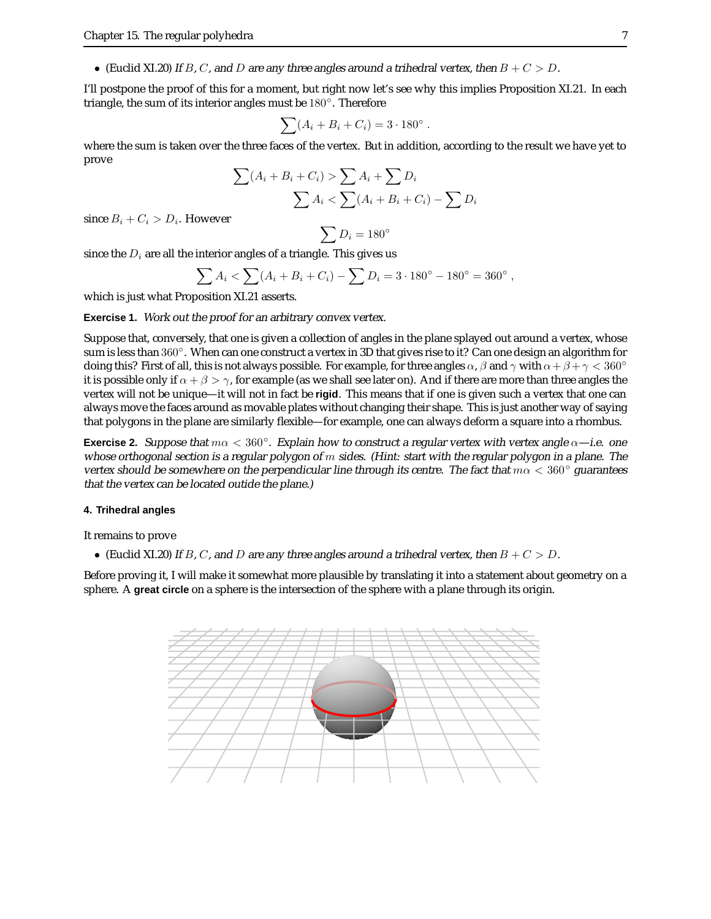- (Euclid XI.20) *If $B$, $C$, and $D$ are any three angles around a trihedral vertex, then $B + C > D$.*

I'll postpone the proof of this for a moment, but right now let's see why this implies Proposition XI.21. In each triangle, the sum of its interior angles must be $180^\circ$. Therefore

$$\sum (A_i + B_i + C_i) = 3 \cdot 180^\circ \ .$$

where the sum is taken over the three faces of the vertex. But in addition, according to the result we have yet to prove

$$\sum (A_i + B_i + C_i) > \sum A_i + \sum D_i$$

$$\sum A_i < \sum (A_i + B_i + C_i) - \sum D_i$$

since $B_i + C_i > D_i$. However

$$\sum D_i = 180^\circ$$

since the $D_i$ are all the interior angles of a triangle. This gives us

$$\sum A_i < \sum (A_i + B_i + C_i) - \sum D_i = 3 \cdot 180^\circ - 180^\circ = 360^\circ \ ,$$

which is just what Proposition XI.21 asserts.

**Exercise 1.** *Work out the proof for an arbitrary convex vertex.*

Suppose that, conversely, that one is given a collection of angles in the plane splayed out around a vertex, whose sum is less than $360^\circ$. When can one construct a vertex in 3D that gives rise to it? Can one design an algorithm for doing this? First of all, this is not always possible. For example, for three angles $\alpha$, $\beta$ and $\gamma$ with $\alpha + \beta + \gamma < 360^\circ$ it is possible only if $\alpha + \beta > \gamma$, for example (as we shall see later on). And if there are more than three angles the vertex will not be unique—it will not in fact be **rigid**. This means that if one is given such a vertex that one can always move the faces around as movable plates without changing their shape. This is just another way of saying that polygons in the plane are similarly flexible—for example, one can always deform a square into a rhombus.

**Exercise 2.** *Suppose that $m\alpha < 360^\circ$. Explain how to construct a regular vertex with vertex angle $\alpha$—i.e. one whose orthogonal section is a regular polygon of $m$ sides. (Hint: start with the regular polygon in a plane. The vertex should be somewhere on the perpendicular line through its centre. The fact that $m\alpha < 360^\circ$ guarantees that the vertex can be located outside the plane.)*

## 4. Trihedral angles

It remains to prove

- (Euclid XI.20) *If $B$, $C$, and $D$ are any three angles around a trihedral vertex, then $B + C > D$.*

Before proving it, I will make it somewhat more plausible by translating it into a statement about geometry on a sphere. A **great circle** on a sphere is the intersection of the sphere with a plane through its origin.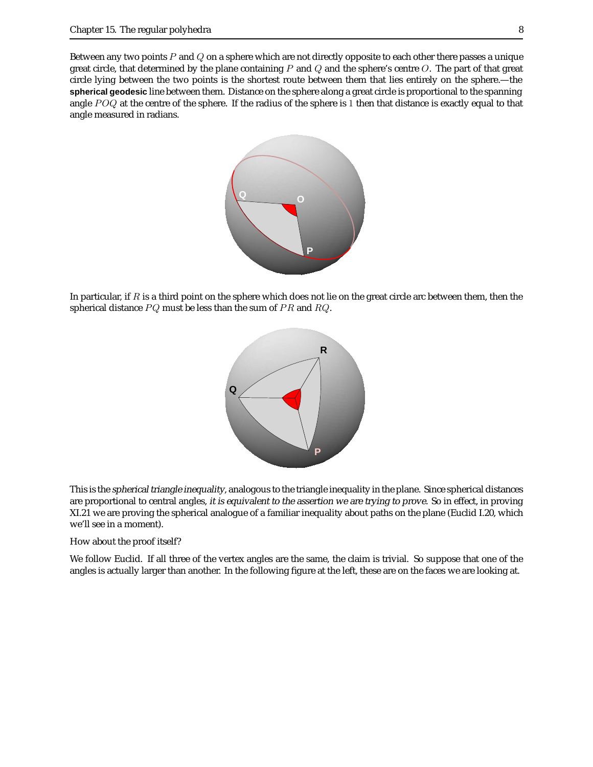Between any two points $P$ and $Q$ on a sphere which are not directly opposite to each other there passes a unique great circle, that determined by the plane containing $P$ and $Q$ and the sphere's centre $O$. The part of that great circle lying between the two points is the shortest route between them that lies entirely on the sphere.—the **spherical geodesic** line between them. Distance on the sphere along a great circle is proportional to the spanning angle $POQ$ at the centre of the sphere. If the radius of the sphere is $1$ then that distance is exactly equal to that angle measured in radians.

In particular, if $R$ is a third point on the sphere which does not lie on the great circle arc between them, then the spherical distance $PQ$ must be less than the sum of $PR$ and $RQ$.

This is the *spherical triangle inequality*, analogous to the triangle inequality in the plane. Since spherical distances are proportional to central angles, *it is equivalent to the assertion we are trying to prove*. So in effect, in proving XI.21 we are proving the spherical analogue of a familiar inequality about paths on the plane (Euclid I.20, which we'll see in a moment).

How about the proof itself?

We follow Euclid. If all three of the vertex angles are the same, the claim is trivial. So suppose that one of the angles is actually larger than another. In the following figure at the left, these are on the faces we are looking at.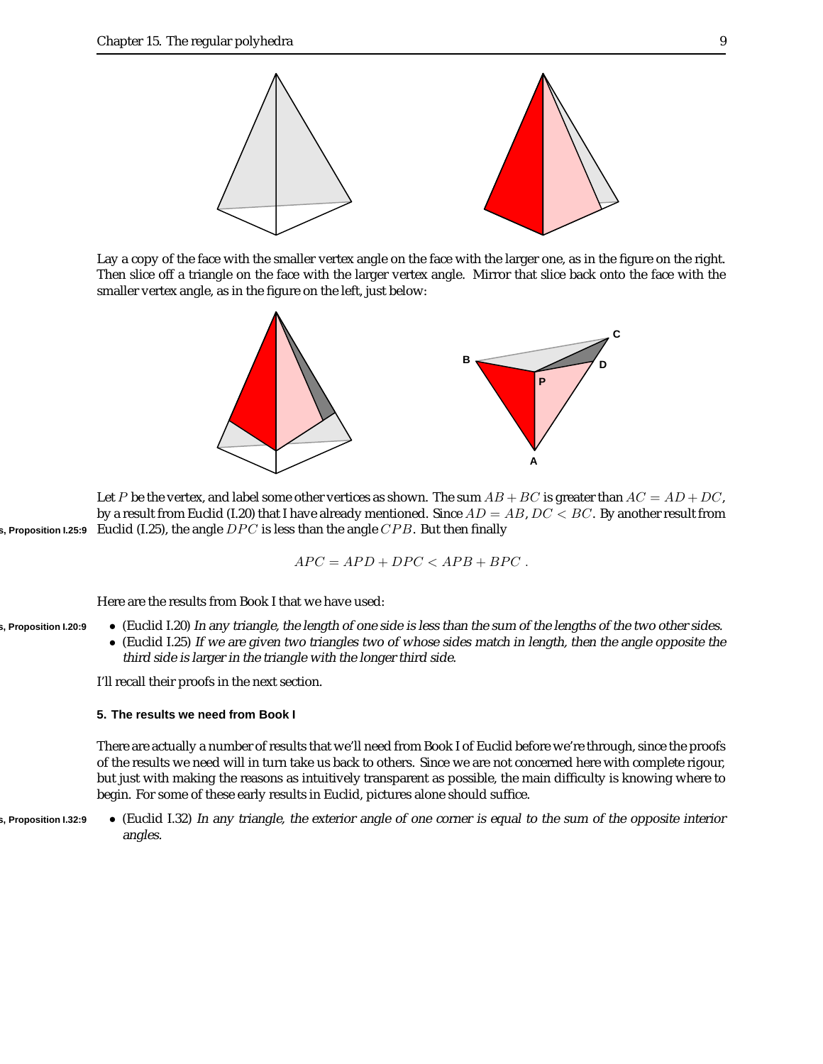Lay a copy of the face with the smaller vertex angle on the face with the larger one, as in the figure on the right. Then slice off a triangle on the face with the larger vertex angle. Mirror that slice back onto the face with the smaller vertex angle, as in the figure on the left, just below:

Let $P$ be the vertex, and label some other vertices as shown. The sum $AB + BC$ is greater than $AC = AD + DC$, by a result from Euclid (I.20) that I have already mentioned. Since $AD = AB$, $DC < BC$. By another result from Euclid (I.25), the angle $DPC$ is less than the angle $CPB$. But then finally

$$APC = APD + DPC < APB + BPC \ .$$

Here are the results from Book I that we have used:

- (Euclid I.20) *In any triangle, the length of one side is less than the sum of the lengths of the two other sides.*
- (Euclid I.25) *If we are given two triangles two of whose sides match in length, then the angle opposite the third side is larger in the triangle with the longer third side.*

I'll recall their proofs in the next section.

### 5. The results we need from Book I

There are actually a number of results that we'll need from Book I of Euclid before we're through, since the proofs of the results we need will in turn take us back to others. Since we are not concerned here with complete rigour, but just with making the reasons as intuitively transparent as possible, the main difficulty is knowing where to begin. For some of these early results in Euclid, pictures alone should suffice.

- (Euclid I.32) *In any triangle, the exterior angle of one corner is equal to the sum of the opposite interior angles.*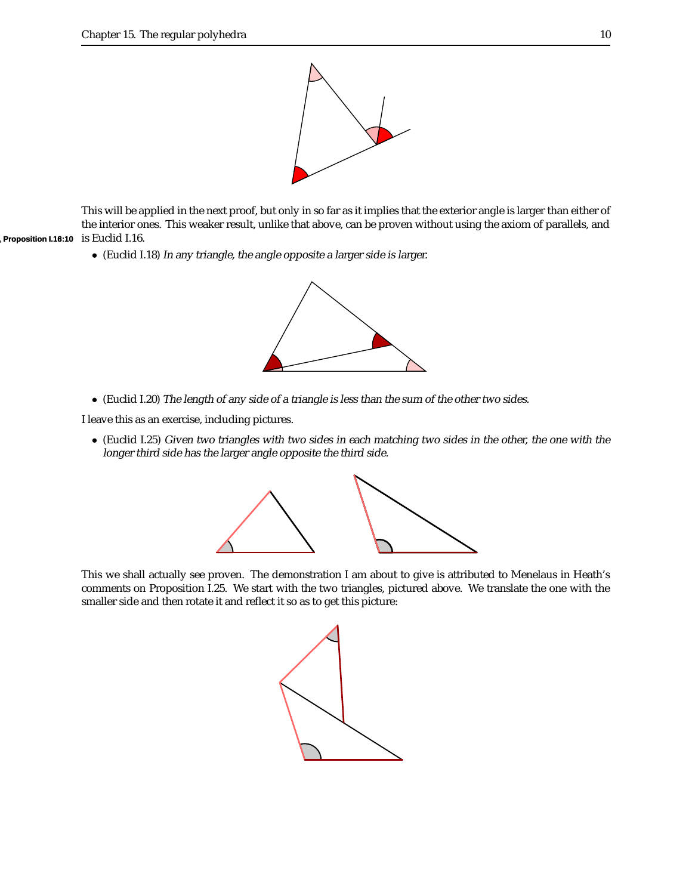This will be applied in the next proof, but only in so far as it implies that the exterior angle is larger than either of the interior ones. This weaker result, unlike that above, can be proven without using the axiom of parallels, and is Euclid I.16.

- (Euclid I.18) *In any triangle, the angle opposite a larger side is larger.*

- (Euclid I.20) *The length of any side of a triangle is less than the sum of the other two sides.*

I leave this as an exercise, including pictures.

- (Euclid I.25) *Given two triangles with two sides in each matching two sides in the other, the one with the longer third side has the larger angle opposite the third side.*

This we shall actually see proven. The demonstration I am about to give is attributed to Menelaus in Heath's comments on Proposition I.25. We start with the two triangles, pictured above. We translate the one with the smaller side and then rotate it and reflect it so as to get this picture: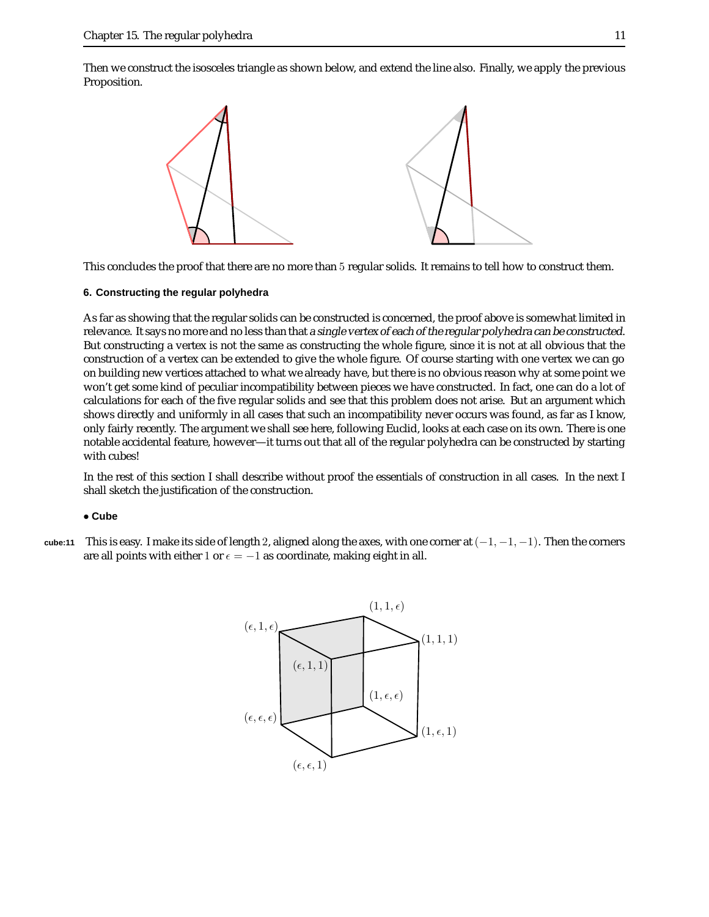Then we construct the isosceles triangle as shown below, and extend the line also. Finally, we apply the previous Proposition.

This concludes the proof that there are no more than 5 regular solids. It remains to tell how to construct them.

#### 6. Constructing the regular polyhedra

As far as showing that the regular solids can be constructed is concerned, the proof above is somewhat limited in relevance. It says no more and no less than that *a single vertex of each of the regular polyhedra can be constructed*. But constructing a vertex is not the same as constructing the whole figure, since it is not at all obvious that the construction of a vertex can be extended to give the whole figure. Of course starting with one vertex we can go on building new vertices attached to what we already have, but there is no obvious reason why at some point we won't get some kind of peculiar incompatibility between pieces we have constructed. In fact, one can do a lot of calculations for each of the five regular solids and see that this problem does not arise. But an argument which shows directly and uniformly in all cases that such an incompatibility never occurs was found, as far as I know, only fairly recently. The argument we shall see here, following Euclid, looks at each case on its own. There is one notable accidental feature, however—it turns out that all of the regular polyhedra can be constructed by starting with cubes!

In the rest of this section I shall describe without proof the essentials of construction in all cases. In the next I shall sketch the justification of the construction.

**• Cube**

This is easy. I make its side of length 2, aligned along the axes, with one corner at $(-1,-1,-1)$. Then the corners are all points with either 1 or $\epsilon = -1$ as coordinate, making eight in all.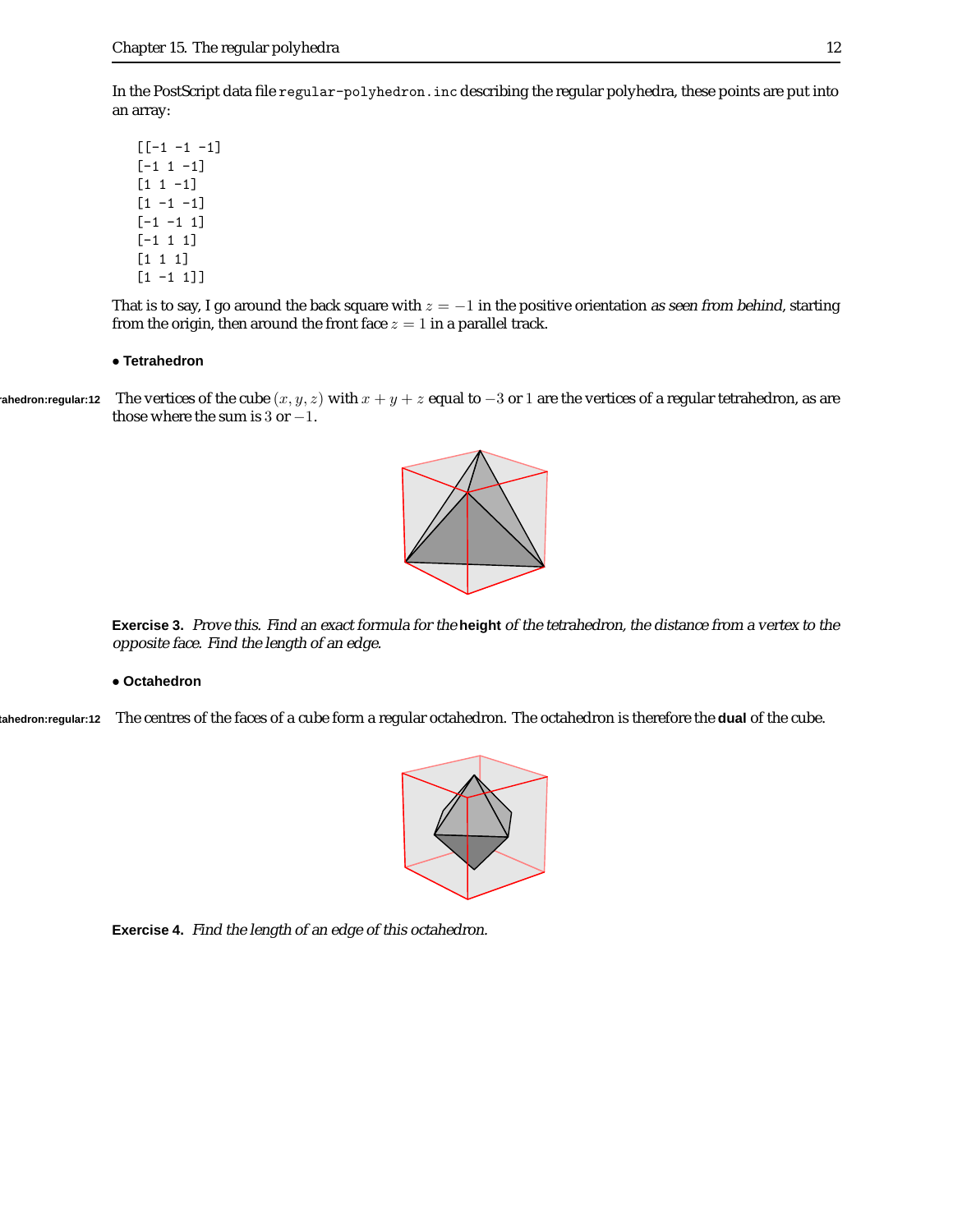In the PostScript data file `regular-polyhedron.inc` describing the regular polyhedra, these points are put into an array:

```
[[-1 -1 -1]
[-1 1 -1]
[1 1 -1]
[1 -1 -1]
[-1 -1 1]
[-1 1 1]
[1 1 1]
[1 -1 1]]
```

That is to say, I go around the back square with $z = -1$ in the positive orientation *as seen from behind*, starting from the origin, then around the front face $z = 1$ in a parallel track.

**• Tetrahedron**

The vertices of the cube $(x, y, z)$ with $x + y + z$ equal to $-3$ or $1$ are the vertices of a regular tetrahedron, as are those where the sum is $3$ or $-1$.

**Exercise 3.** *Prove this. Find an exact formula for the* **height** *of the tetrahedron, the distance from a vertex to the opposite face. Find the length of an edge.*

**• Octahedron**

The centres of the faces of a cube form a regular octahedron. The octahedron is therefore the **dual** of the cube.

**Exercise 4.** *Find the length of an edge of this octahedron.*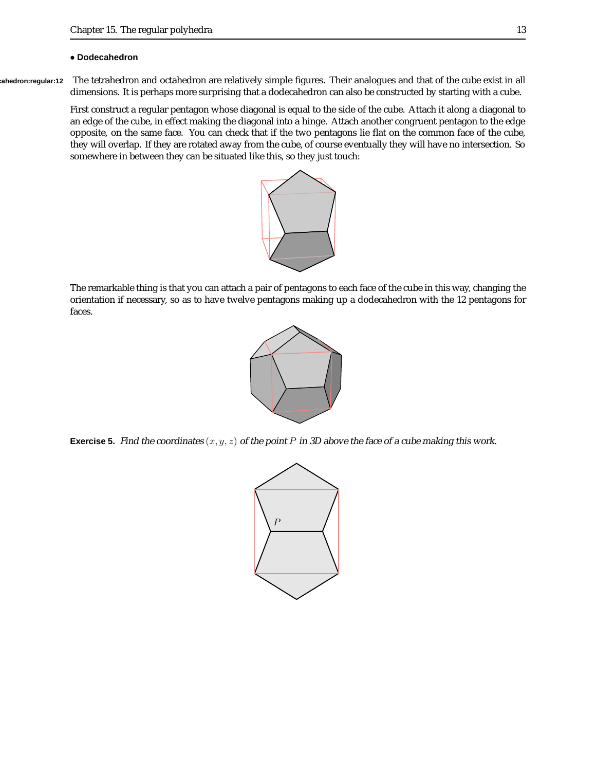**• Dodecahedron**

The tetrahedron and octahedron are relatively simple figures. Their analogues and that of the cube exist in all dimensions. It is perhaps more surprising that a dodecahedron can also be constructed by starting with a cube.

First construct a regular pentagon whose diagonal is equal to the side of the cube. Attach it along a diagonal to an edge of the cube, in effect making the diagonal into a hinge. Attach another congruent pentagon to the edge opposite, on the same face. You can check that if the two pentagons lie flat on the common face of the cube, they will overlap. If they are rotated away from the cube, of course eventually they will have no intersection. So somewhere in between they can be situated like this, so they just touch:

The remarkable thing is that you can attach a pair of pentagons to each face of the cube in this way, changing the orientation if necessary, so as to have twelve pentagons making up a dodecahedron with the 12 pentagons for faces.

**Exercise 5.** *Find the coordinates $(x, y, z)$ of the point $P$ in 3D above the face of a cube making this work.*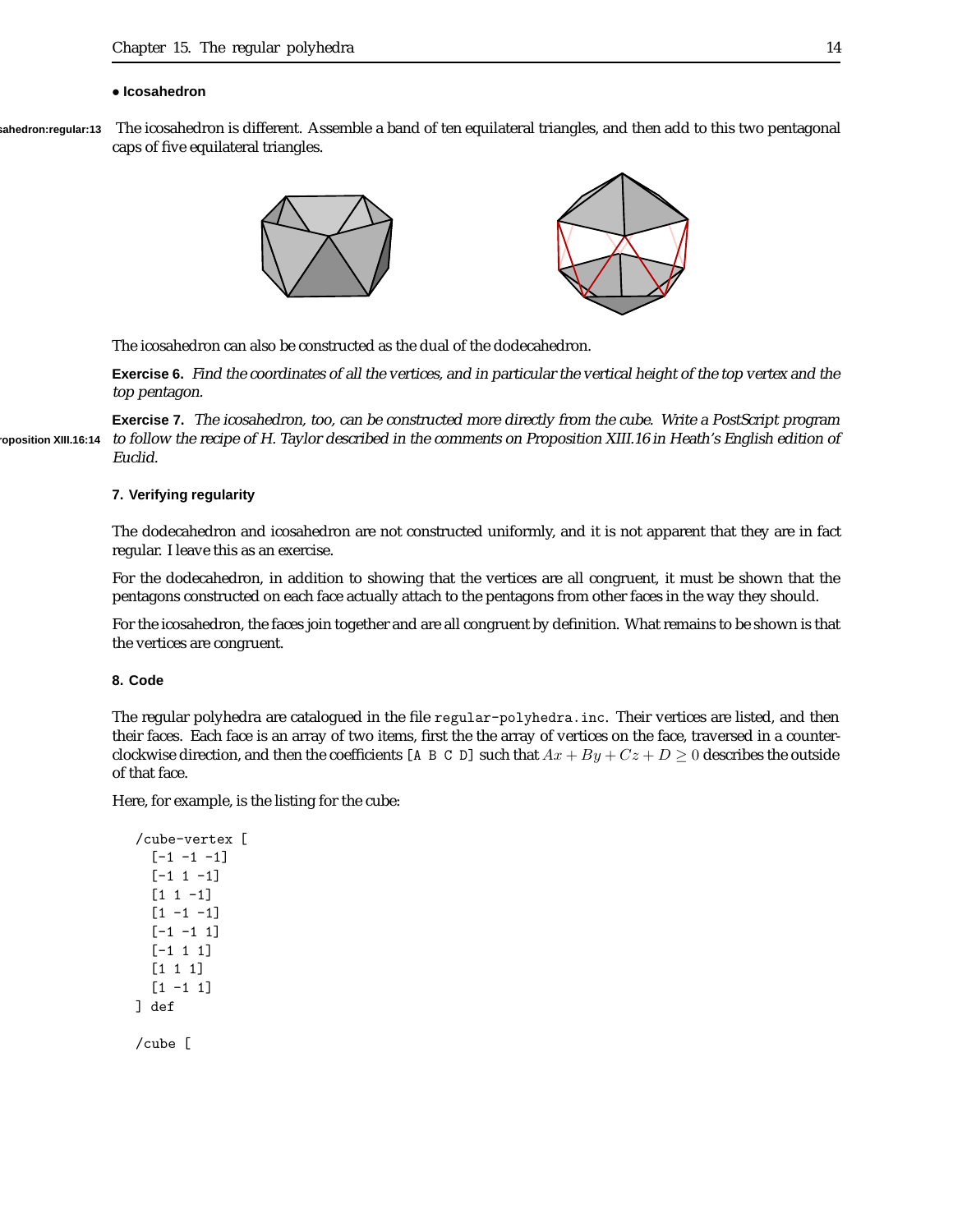**• Icosahedron**

The icosahedron is different. Assemble a band of ten equilateral triangles, and then add to this two pentagonal caps of five equilateral triangles.

The icosahedron can also be constructed as the dual of the dodecahedron.

**Exercise 6.** *Find the coordinates of all the vertices, and in particular the vertical height of the top vertex and the top pentagon.*

**Exercise 7.** *The icosahedron, too, can be constructed more directly from the cube. Write a PostScript program to follow the recipe of H. Taylor described in the comments on Proposition XIII.16 in Heath's English edition of Euclid.*

## 7. Verifying regularity

The dodecahedron and icosahedron are not constructed uniformly, and it is not apparent that they are in fact regular. I leave this as an exercise.

For the dodecahedron, in addition to showing that the vertices are all congruent, it must be shown that the pentagons constructed on each face actually attach to the pentagons from other faces in the way they should.

For the icosahedron, the faces join together and are all congruent by definition. What remains to be shown is that the vertices are congruent.

## 8. Code

The regular polyhedra are catalogued in the file `regular-polyhedra.inc`. Their vertices are listed, and then their faces. Each face is an array of two items, first the the array of vertices on the face, traversed in a counterclockwise direction, and then the coefficients `[A B C D]` such that $Ax + By + Cz + D \geq 0$ describes the outside of that face.

Here, for example, is the listing for the cube:

```
/cube-vertex [
  [-1 -1 -1]
  [-1 1 -1]
  [1 1 -1]
  [1 -1 -1]
  [-1 -1 1]
  [-1 1 1]
  [1 1 1]
  [1 -1 1]
] def

/cube [
```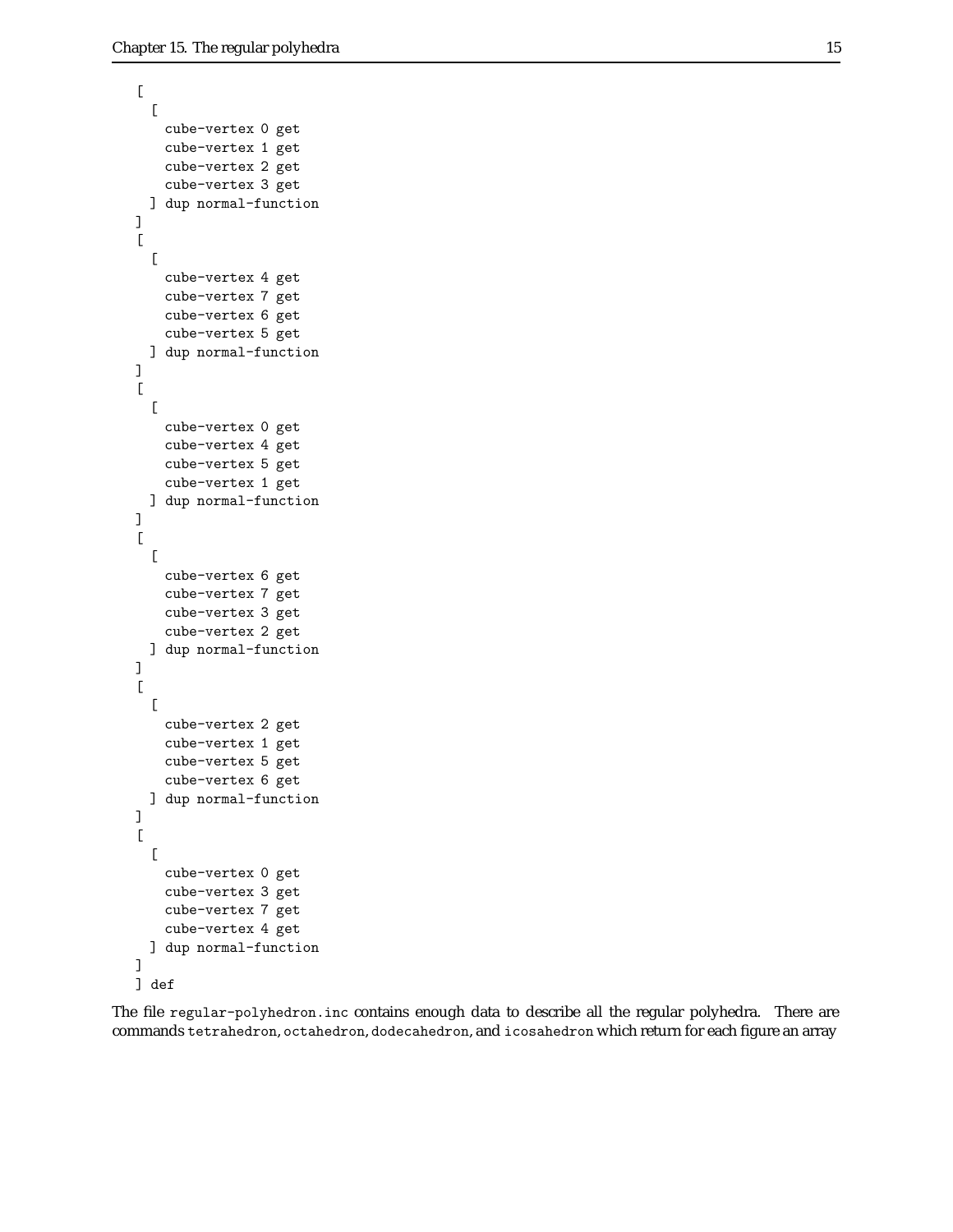```
[
  [
    cube-vertex 0 get
    cube-vertex 1 get
    cube-vertex 2 get
    cube-vertex 3 get
  ] dup normal-function
]
[
  [
    cube-vertex 4 get
    cube-vertex 7 get
    cube-vertex 6 get
    cube-vertex 5 get
  ] dup normal-function
]
[
  [
    cube-vertex 0 get
    cube-vertex 4 get
    cube-vertex 5 get
    cube-vertex 1 get
  ] dup normal-function
]
[
  [
    cube-vertex 6 get
    cube-vertex 7 get
    cube-vertex 3 get
    cube-vertex 2 get
  ] dup normal-function
]
[
  [
    cube-vertex 2 get
    cube-vertex 1 get
    cube-vertex 5 get
    cube-vertex 6 get
  ] dup normal-function
]
[
  [
    cube-vertex 0 get
    cube-vertex 3 get
    cube-vertex 7 get
    cube-vertex 4 get
  ] dup normal-function
]
] def
```

The file `regular-polyhedron.inc` contains enough data to describe all the regular polyhedra. There are commands `tetrahedron`, `octahedron`, `dodecahedron`, and `icosahedron` which return for each figure an array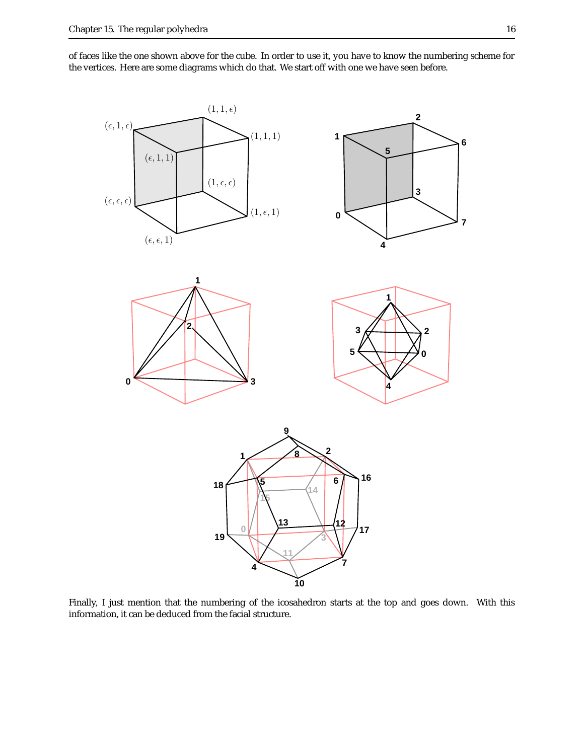of faces like the one shown above for the cube. In order to use it, you have to know the numbering scheme for the vertices. Here are some diagrams which do that. We start off with one we have seen before.

Finally, I just mention that the numbering of the icosahedron starts at the top and goes down. With this information, it can be deduced from the facial structure.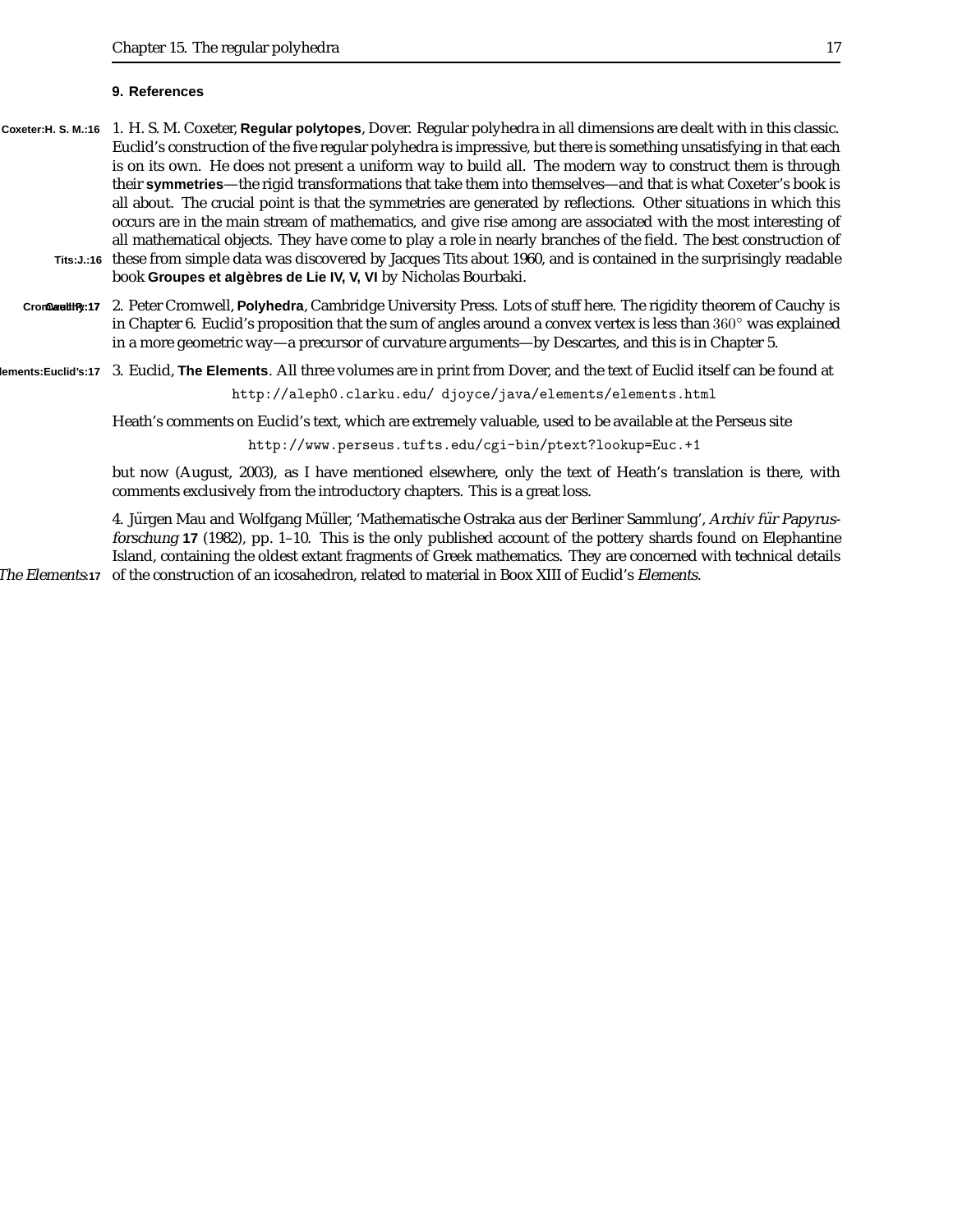## 9. References

1. H. S. M. Coxeter, **Regular polytopes**, Dover. Regular polyhedra in all dimensions are dealt with in this classic. Euclid's construction of the five regular polyhedra is impressive, but there is something unsatisfying in that each is on its own. He does not present a uniform way to build all. The modern way to construct them is through their **symmetries**—the rigid transformations that take them into themselves—and that is what Coxeter's book is all about. The crucial point is that the symmetries are generated by reflections. Other situations in which this occurs are in the main stream of mathematics, and give rise among are associated with the most interesting of all mathematical objects. They have come to play a role in nearly branches of the field. The best construction of these from simple data was discovered by Jacques Tits about 1960, and is contained in the surprisingly readable book **Groupes et algèbres de Lie IV, V, VI** by Nicholas Bourbaki.

2. Peter Cromwell, **Polyhedra**, Cambridge University Press. Lots of stuff here. The rigidity theorem of Cauchy is in Chapter 6. Euclid's proposition that the sum of angles around a convex vertex is less than $360^\circ$ was explained in a more geometric way—a precursor of curvature arguments—by Descartes, and this is in Chapter 5.

3. Euclid, **The Elements**. All three volumes are in print from Dover, and the text of Euclid itself can be found at

http://aleph0.clarku.edu/ djoyce/java/elements/elements.html

Heath's comments on Euclid's text, which are extremely valuable, used to be available at the Perseus site

http://www.perseus.tufts.edu/cgi-bin/ptext?lookup=Euc.+1

but now (August, 2003), as I have mentioned elsewhere, only the text of Heath's translation is there, with comments exclusively from the introductory chapters. This is a great loss.

4. Jürgen Mau and Wolfgang Müller, 'Mathematische Ostraka aus der Berliner Sammlung', *Archiv für Papyrusforschung* **17** (1982), pp. 1–10. This is the only published account of the pottery shards found on Elephantine Island, containing the oldest extant fragments of Greek mathematics. They are concerned with technical details of the construction of an icosahedron, related to material in Boox XIII of Euclid's *Elements*.